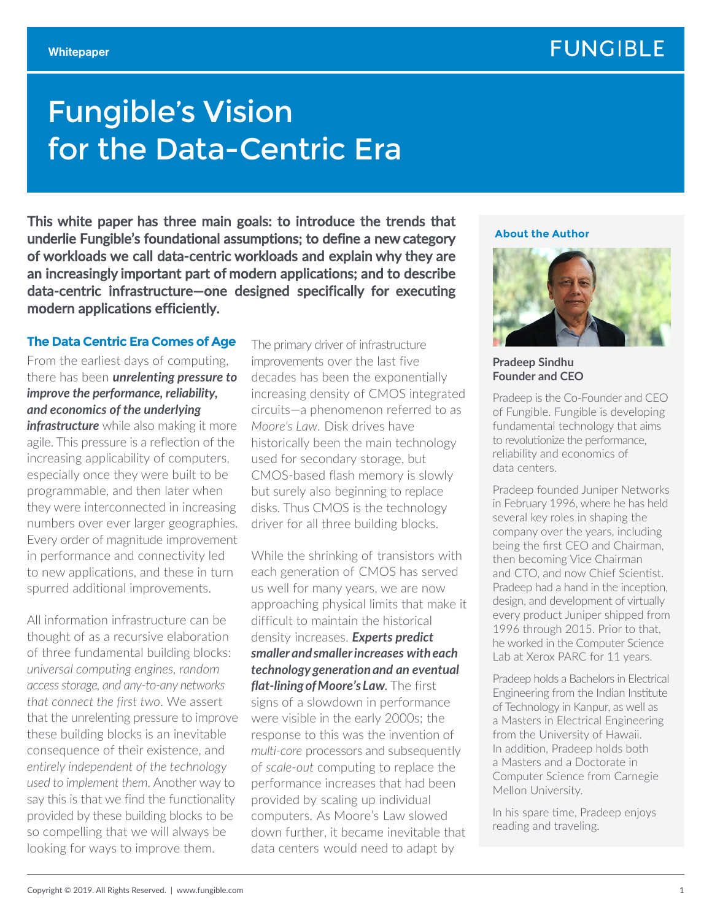Whitepaper

# Fungible's Vision for the Data-Centric Era

**This white paper has three main goals: to introduce the trends that underlie Fungible's foundational assumptions; to define a new category of workloads we call data-centric workloads and explain why they are an increasingly important part of modern applications; and to describe data-centric infrastructure—one designed specifically for executing modern applications efficiently.**

## The Data Centric Era Comes of Age

From the earliest days of computing, there has been ***unrelenting pressure to improve the performance, reliability, and economics of the underlying infrastructure*** while also making it more agile. This pressure is a reflection of the increasing applicability of computers, especially once they were built to be programmable, and then later when they were interconnected in increasing numbers over ever larger geographies. Every order of magnitude improvement in performance and connectivity led to new applications, and these in turn spurred additional improvements.

All information infrastructure can be thought of as a recursive elaboration of three fundamental building blocks: *universal computing engines, random access storage, and any-to-any networks that connect the first two*. We assert that the unrelenting pressure to improve these building blocks is an inevitable consequence of their existence, and *entirely independent of the technology used to implement them*. Another way to say this is that we find the functionality provided by these building blocks to be so compelling that we will always be looking for ways to improve them.

The primary driver of infrastructure improvements over the last five decades has been the exponentially increasing density of CMOS integrated circuits—a phenomenon referred to as *Moore's Law*. Disk drives have historically been the main technology used for secondary storage, but CMOS-based flash memory is slowly but surely also beginning to replace disks. Thus CMOS is the technology driver for all three building blocks.

While the shrinking of transistors with each generation of CMOS has served us well for many years, we are now approaching physical limits that make it difficult to maintain the historical density increases. ***Experts predict smaller and smaller increases with each technology generation and an eventual flat-lining of Moore's Law.*** The first signs of a slowdown in performance were visible in the early 2000s; the response to this was the invention of *multi-core* processors and subsequently of *scale-out* computing to replace the performance increases that had been provided by scaling up individual computers. As Moore's Law slowed down further, it became inevitable that data centers would need to adapt by

**About the Author**

**Pradeep Sindhu**
**Founder and CEO**

Pradeep is the Co-Founder and CEO of Fungible. Fungible is developing fundamental technology that aims to revolutionize the performance, reliability and economics of data centers.

Pradeep founded Juniper Networks in February 1996, where he has held several key roles in shaping the company over the years, including being the first CEO and Chairman, then becoming Vice Chairman and CTO, and now Chief Scientist. Pradeep had a hand in the inception, design, and development of virtually every product Juniper shipped from 1996 through 2015. Prior to that, he worked in the Computer Science Lab at Xerox PARC for 11 years.

Pradeep holds a Bachelors in Electrical Engineering from the Indian Institute of Technology in Kanpur, as well as a Masters in Electrical Engineering from the University of Hawaii. In addition, Pradeep holds both a Masters and a Doctorate in Computer Science from Carnegie Mellon University.

In his spare time, Pradeep enjoys reading and traveling.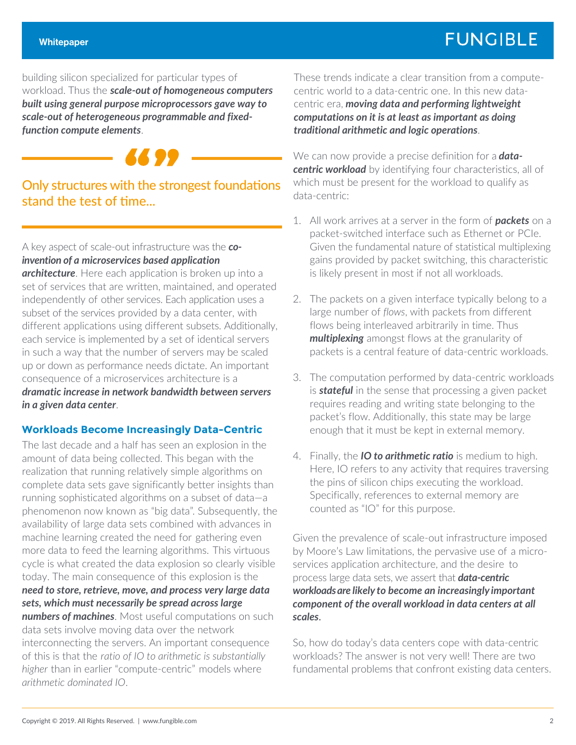building silicon specialized for particular types of workload. Thus the ***scale-out of homogeneous computers built using general purpose microprocessors gave way to scale-out of heterogeneous programmable and fixed-function compute elements***.

> Only structures with the strongest foundations stand the test of time...

A key aspect of scale-out infrastructure was the ***co-invention of a microservices based application architecture***. Here each application is broken up into a set of services that are written, maintained, and operated independently of other services. Each application uses a subset of the services provided by a data center, with different applications using different subsets. Additionally, each service is implemented by a set of identical servers in such a way that the number of servers may be scaled up or down as performance needs dictate. An important consequence of a microservices architecture is a ***dramatic increase in network bandwidth between servers in a given data center***.

### Workloads Become Increasingly Data-Centric

The last decade and a half has seen an explosion in the amount of data being collected. This began with the realization that running relatively simple algorithms on complete data sets gave significantly better insights than running sophisticated algorithms on a subset of data—a phenomenon now known as "big data". Subsequently, the availability of large data sets combined with advances in machine learning created the need for gathering even more data to feed the learning algorithms. This virtuous cycle is what created the data explosion so clearly visible today. The main consequence of this explosion is the ***need to store, retrieve, move, and process very large data sets, which must necessarily be spread across large numbers of machines***. Most useful computations on such data sets involve moving data over the network interconnecting the servers. An important consequence of this is that the *ratio of IO to arithmetic is substantially higher* than in earlier "compute-centric" models where *arithmetic dominated IO*.

These trends indicate a clear transition from a compute-centric world to a data-centric one. In this new data-centric era, ***moving data and performing lightweight computations on it is at least as important as doing traditional arithmetic and logic operations***.

We can now provide a precise definition for a ***data-centric workload*** by identifying four characteristics, all of which must be present for the workload to qualify as data-centric:

1. All work arrives at a server in the form of ***packets*** on a packet-switched interface such as Ethernet or PCIe. Given the fundamental nature of statistical multiplexing gains provided by packet switching, this characteristic is likely present in most if not all workloads.
2. The packets on a given interface typically belong to a large number of *flows*, with packets from different flows being interleaved arbitrarily in time. Thus ***multiplexing*** amongst flows at the granularity of packets is a central feature of data-centric workloads.
3. The computation performed by data-centric workloads is ***stateful*** in the sense that processing a given packet requires reading and writing state belonging to the packet's flow. Additionally, this state may be large enough that it must be kept in external memory.
4. Finally, the ***IO to arithmetic ratio*** is medium to high. Here, IO refers to any activity that requires traversing the pins of silicon chips executing the workload. Specifically, references to external memory are counted as "IO" for this purpose.

Given the prevalence of scale-out infrastructure imposed by Moore's Law limitations, the pervasive use of a micro-services application architecture, and the desire to process large data sets, we assert that ***data-centric workloads are likely to become an increasingly important component of the overall workload in data centers at all scales***.

So, how do today's data centers cope with data-centric workloads? The answer is not very well! There are two fundamental problems that confront existing data centers.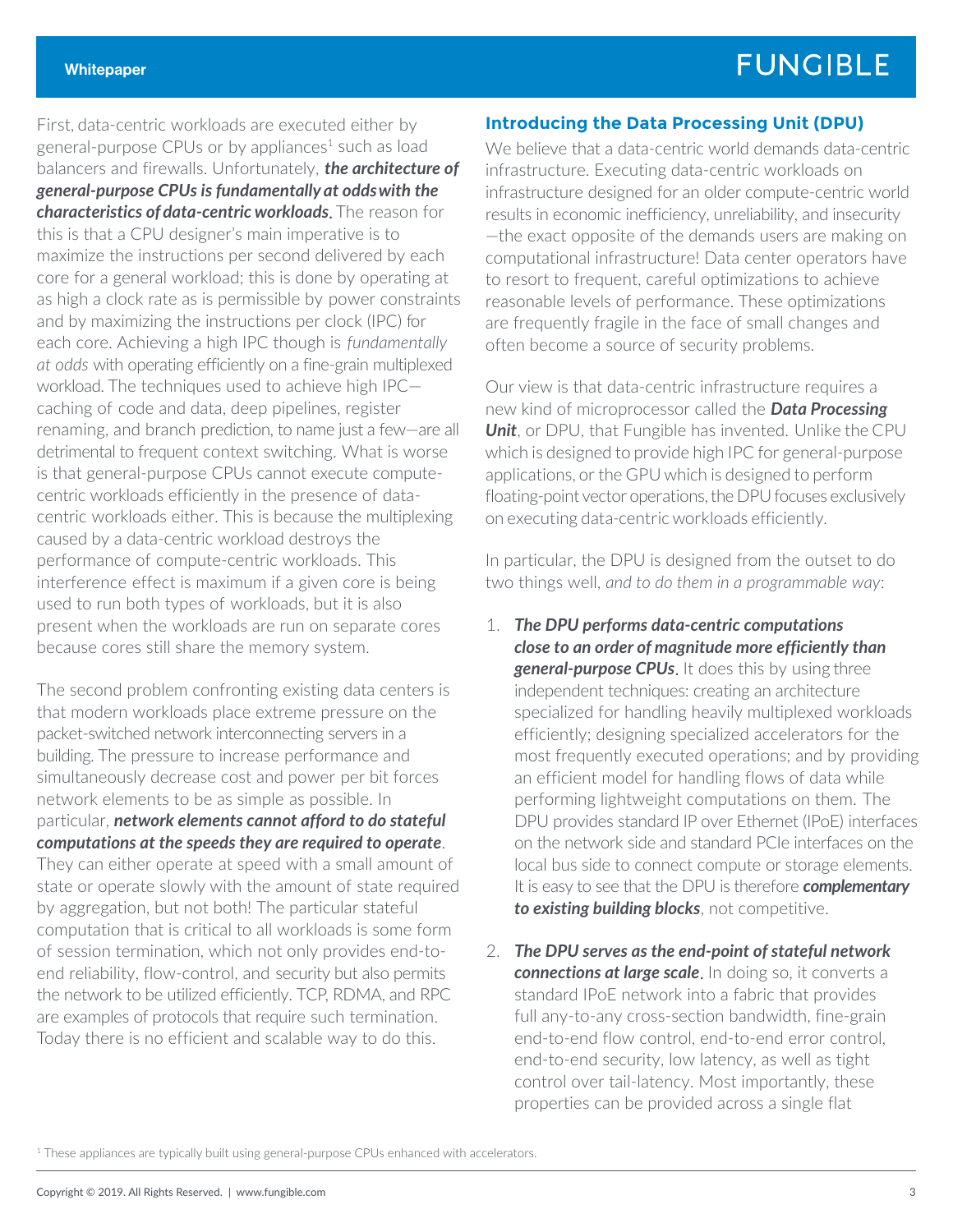First, data-centric workloads are executed either by general-purpose CPUs or by appliances[1] such as load balancers and firewalls. Unfortunately, ***the architecture of general-purpose CPUs is fundamentally at odds with the characteristics of data-centric workloads***. The reason for this is that a CPU designer's main imperative is to maximize the instructions per second delivered by each core for a general workload; this is done by operating at as high a clock rate as is permissible by power constraints and by maximizing the instructions per clock (IPC) for each core. Achieving a high IPC though is *fundamentally at odds* with operating efficiently on a fine-grain multiplexed workload. The techniques used to achieve high IPC—caching of code and data, deep pipelines, register renaming, and branch prediction, to name just a few—are all detrimental to frequent context switching. What is worse is that general-purpose CPUs cannot execute compute-centric workloads efficiently in the presence of data-centric workloads either. This is because the multiplexing caused by a data-centric workload destroys the performance of compute-centric workloads. This interference effect is maximum if a given core is being used to run both types of workloads, but it is also present when the workloads are run on separate cores because cores still share the memory system.

The second problem confronting existing data centers is that modern workloads place extreme pressure on the packet-switched network interconnecting servers in a building. The pressure to increase performance and simultaneously decrease cost and power per bit forces network elements to be as simple as possible. In particular, ***network elements cannot afford to do stateful computations at the speeds they are required to operate***. They can either operate at speed with a small amount of state or operate slowly with the amount of state required by aggregation, but not both! The particular stateful computation that is critical to all workloads is some form of session termination, which not only provides end-to-end reliability, flow-control, and security but also permits the network to be utilized efficiently. TCP, RDMA, and RPC are examples of protocols that require such termination. Today there is no efficient and scalable way to do this.

## Introducing the Data Processing Unit (DPU)

We believe that a data-centric world demands data-centric infrastructure. Executing data-centric workloads on infrastructure designed for an older compute-centric world results in economic inefficiency, unreliability, and insecurity—the exact opposite of the demands users are making on computational infrastructure! Data center operators have to resort to frequent, careful optimizations to achieve reasonable levels of performance. These optimizations are frequently fragile in the face of small changes and often become a source of security problems.

Our view is that data-centric infrastructure requires a new kind of microprocessor called the ***Data Processing Unit***, or DPU, that Fungible has invented. Unlike the CPU which is designed to provide high IPC for general-purpose applications, or the GPU which is designed to perform floating-point vector operations, the DPU focuses exclusively on executing data-centric workloads efficiently.

In particular, the DPU is designed from the outset to do two things well, *and to do them in a programmable way*:

1. ***The DPU performs data-centric computations close to an order of magnitude more efficiently than general-purpose CPUs***. It does this by using three independent techniques: creating an architecture specialized for handling heavily multiplexed workloads efficiently; designing specialized accelerators for the most frequently executed operations; and by providing an efficient model for handling flows of data while performing lightweight computations on them. The DPU provides standard IP over Ethernet (IPoE) interfaces on the network side and standard PCIe interfaces on the local bus side to connect compute or storage elements. It is easy to see that the DPU is therefore ***complementary to existing building blocks***, not competitive.

2. ***The DPU serves as the end-point of stateful network connections at large scale***. In doing so, it converts a standard IPoE network into a fabric that provides full any-to-any cross-section bandwidth, fine-grain end-to-end flow control, end-to-end error control, end-to-end security, low latency, as well as tight control over tail-latency. Most importantly, these properties can be provided across a single flat

[1] These appliances are typically built using general-purpose CPUs enhanced with accelerators.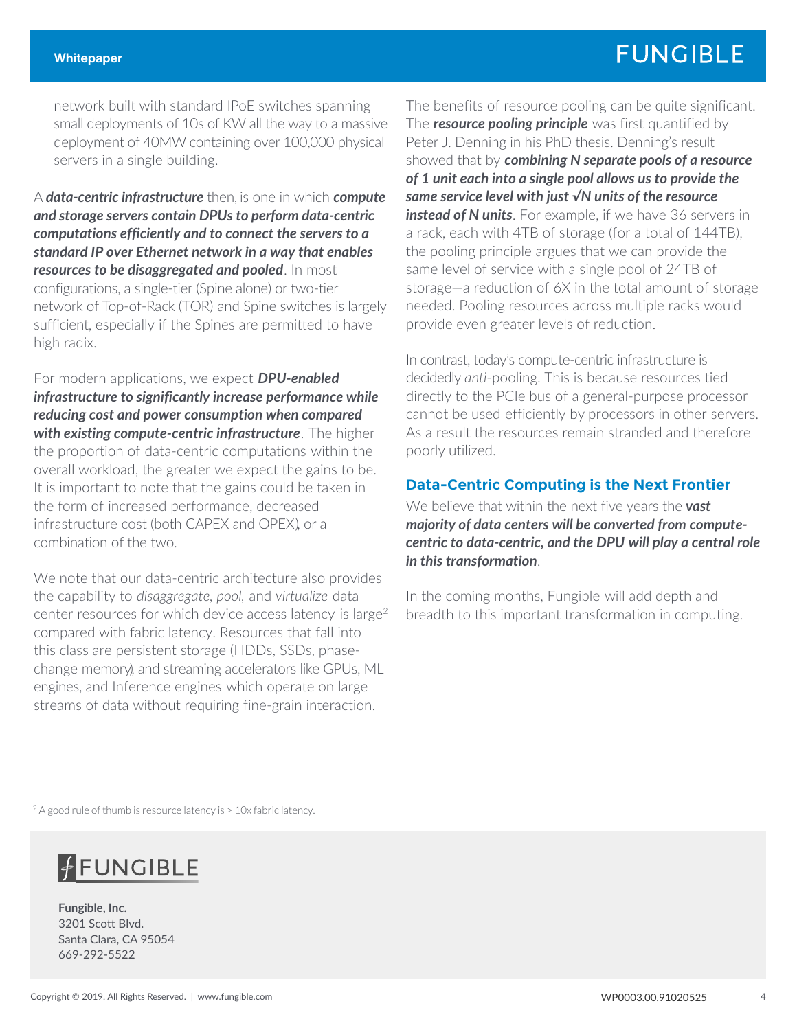network built with standard IPoE switches spanning small deployments of 10s of KW all the way to a massive deployment of 40MW containing over 100,000 physical servers in a single building.

A ***data-centric infrastructure*** then, is one in which ***compute and storage servers contain DPUs to perform data-centric computations efficiently and to connect the servers to a standard IP over Ethernet network in a way that enables resources to be disaggregated and pooled***. In most configurations, a single-tier (Spine alone) or two-tier network of Top-of-Rack (TOR) and Spine switches is largely sufficient, especially if the Spines are permitted to have high radix.

For modern applications, we expect ***DPU-enabled infrastructure to significantly increase performance while reducing cost and power consumption when compared with existing compute-centric infrastructure***. The higher the proportion of data-centric computations within the overall workload, the greater we expect the gains to be. It is important to note that the gains could be taken in the form of increased performance, decreased infrastructure cost (both CAPEX and OPEX), or a combination of the two.

We note that our data-centric architecture also provides the capability to *disaggregate*, *pool*, and *virtualize* data center resources for which device access latency is large[2] compared with fabric latency. Resources that fall into this class are persistent storage (HDDs, SSDs, phase-change memory), and streaming accelerators like GPUs, ML engines, and Inference engines which operate on large streams of data without requiring fine-grain interaction.

The benefits of resource pooling can be quite significant. The ***resource pooling principle*** was first quantified by Peter J. Denning in his PhD thesis. Denning's result showed that by ***combining N separate pools of a resource of 1 unit each into a single pool allows us to provide the same service level with just √N units of the resource instead of N units***. For example, if we have 36 servers in a rack, each with 4TB of storage (for a total of 144TB), the pooling principle argues that we can provide the same level of service with a single pool of 24TB of storage—a reduction of 6X in the total amount of storage needed. Pooling resources across multiple racks would provide even greater levels of reduction.

In contrast, today's compute-centric infrastructure is decidedly *anti*-pooling. This is because resources tied directly to the PCIe bus of a general-purpose processor cannot be used efficiently by processors in other servers. As a result the resources remain stranded and therefore poorly utilized.

## Data-Centric Computing is the Next Frontier

We believe that within the next five years the ***vast majority of data centers will be converted from compute-centric to data-centric, and the DPU will play a central role in this transformation***.

In the coming months, Fungible will add depth and breadth to this important transformation in computing.

[2] A good rule of thumb is resource latency is > 10x fabric latency.

FUNGIBLE

**Fungible, Inc.**
3201 Scott Blvd.
Santa Clara, CA 95054
669-292-5522

Copyright © 2019. All Rights Reserved. | www.fungible.com WP0003.00.91020525